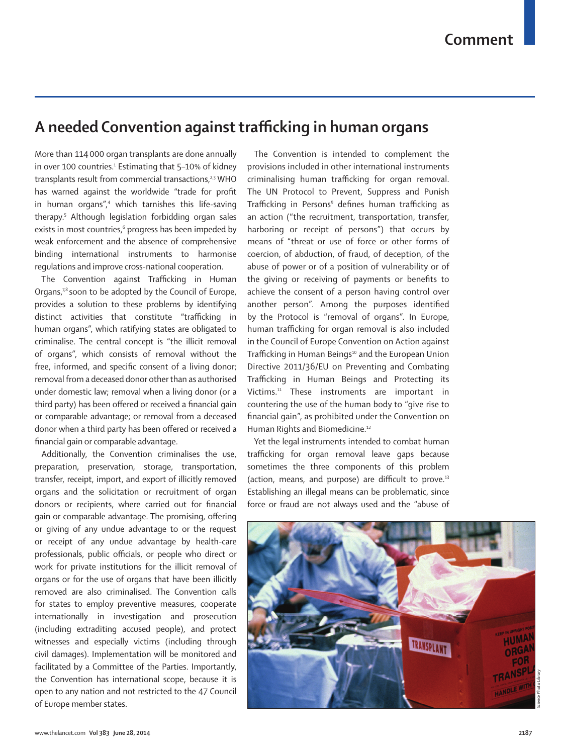# A needed Convention against trafficking in human organs

More than 114 000 organ transplants are done annually in over 100 countries.[1] Estimating that 5–10% of kidney transplants result from commercial transactions,[2,3] WHO has warned against the worldwide "trade for profit in human organs",[4] which tarnishes this life-saving therapy.[5] Although legislation forbidding organ sales exists in most countries,[6] progress has been impeded by weak enforcement and the absence of comprehensive binding international instruments to harmonise regulations and improve cross-national cooperation.

The Convention against Trafficking in Human Organs,[7,8] soon to be adopted by the Council of Europe, provides a solution to these problems by identifying distinct activities that constitute "trafficking in human organs", which ratifying states are obligated to criminalise. The central concept is "the illicit removal of organs", which consists of removal without the free, informed, and specific consent of a living donor; removal from a deceased donor other than as authorised under domestic law; removal when a living donor (or a third party) has been offered or received a financial gain or comparable advantage; or removal from a deceased donor when a third party has been offered or received a financial gain or comparable advantage.

Additionally, the Convention criminalises the use, preparation, preservation, storage, transportation, transfer, receipt, import, and export of illicitly removed organs and the solicitation or recruitment of organ donors or recipients, where carried out for financial gain or comparable advantage. The promising, offering or giving of any undue advantage to or the request or receipt of any undue advantage by health-care professionals, public officials, or people who direct or work for private institutions for the illicit removal of organs or for the use of organs that have been illicitly removed are also criminalised. The Convention calls for states to employ preventive measures, cooperate internationally in investigation and prosecution (including extraditing accused people), and protect witnesses and especially victims (including through civil damages). Implementation will be monitored and facilitated by a Committee of the Parties. Importantly, the Convention has international scope, because it is open to any nation and not restricted to the 47 Council of Europe member states.

The Convention is intended to complement the provisions included in other international instruments criminalising human trafficking for organ removal. The UN Protocol to Prevent, Suppress and Punish Trafficking in Persons[9] defines human trafficking as an action ("the recruitment, transportation, transfer, harboring or receipt of persons") that occurs by means of "threat or use of force or other forms of coercion, of abduction, of fraud, of deception, of the abuse of power or of a position of vulnerability or of the giving or receiving of payments or benefits to achieve the consent of a person having control over another person". Among the purposes identified by the Protocol is "removal of organs". In Europe, human trafficking for organ removal is also included in the Council of Europe Convention on Action against Trafficking in Human Beings[10] and the European Union Directive 2011/36/EU on Preventing and Combating Trafficking in Human Beings and Protecting its Victims.[11] These instruments are important in countering the use of the human body to "give rise to financial gain", as prohibited under the Convention on Human Rights and Biomedicine.[12]

Yet the legal instruments intended to combat human trafficking for organ removal leave gaps because sometimes the three components of this problem (action, means, and purpose) are difficult to prove.[13] Establishing an illegal means can be problematic, since force or fraud are not always used and the "abuse of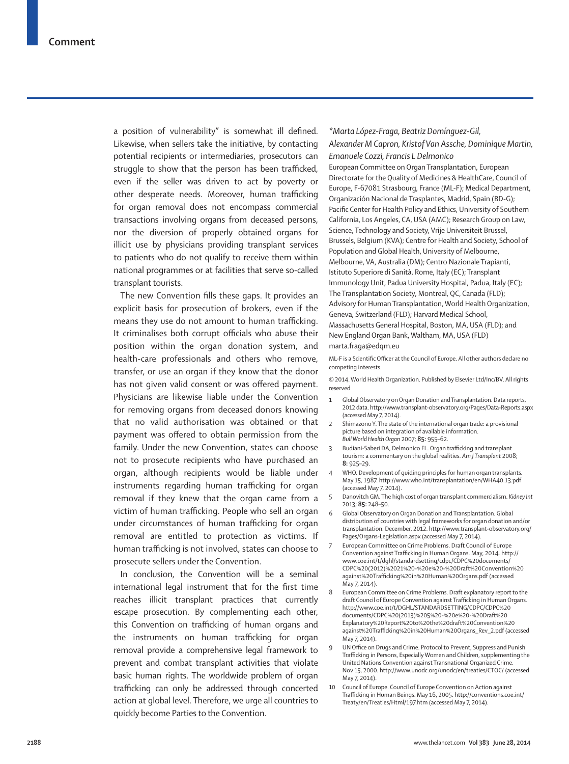a position of vulnerability" is somewhat ill defined. Likewise, when sellers take the initiative, by contacting potential recipients or intermediaries, prosecutors can struggle to show that the person has been trafficked, even if the seller was driven to act by poverty or other desperate needs. Moreover, human trafficking for organ removal does not encompass commercial transactions involving organs from deceased persons, nor the diversion of properly obtained organs for illicit use by physicians providing transplant services to patients who do not qualify to receive them within national programmes or at facilities that serve so-called transplant tourists.

The new Convention fills these gaps. It provides an explicit basis for prosecution of brokers, even if the means they use do not amount to human trafficking. It criminalises both corrupt officials who abuse their position within the organ donation system, and health-care professionals and others who remove, transfer, or use an organ if they know that the donor has not given valid consent or was offered payment. Physicians are likewise liable under the Convention for removing organs from deceased donors knowing that no valid authorisation was obtained or that payment was offered to obtain permission from the family. Under the new Convention, states can choose not to prosecute recipients who have purchased an organ, although recipients would be liable under instruments regarding human trafficking for organ removal if they knew that the organ came from a victim of human trafficking. People who sell an organ under circumstances of human trafficking for organ removal are entitled to protection as victims. If human trafficking is not involved, states can choose to prosecute sellers under the Convention.

In conclusion, the Convention will be a seminal international legal instrument that for the first time reaches illicit transplant practices that currently escape prosecution. By complementing each other, this Convention on trafficking of human organs and the instruments on human trafficking for organ removal provide a comprehensive legal framework to prevent and combat transplant activities that violate basic human rights. The worldwide problem of organ trafficking can only be addressed through concerted action at global level. Therefore, we urge all countries to quickly become Parties to the Convention.

*\*Marta López-Fraga, Beatriz Domínguez-Gil, Alexander M Capron, Kristof Van Assche, Dominique Martin, Emanuele Cozzi, Francis L Delmonico*

European Committee on Organ Transplantation, European Directorate for the Quality of Medicines & HealthCare, Council of Europe, F-67081 Strasbourg, France (ML-F); Medical Department, Organización Nacional de Trasplantes, Madrid, Spain (BD-G); Pacific Center for Health Policy and Ethics, University of Southern California, Los Angeles, CA, USA (AMC); Research Group on Law, Science, Technology and Society, Vrije Universiteit Brussel, Brussels, Belgium (KVA); Centre for Health and Society, School of Population and Global Health, University of Melbourne, Melbourne, VA, Australia (DM); Centro Nazionale Trapianti, Istituto Superiore di Sanità, Rome, Italy (EC); Transplant Immunology Unit, Padua University Hospital, Padua, Italy (EC); The Transplantation Society, Montreal, QC, Canada (FLD); Advisory for Human Transplantation, World Health Organization, Geneva, Switzerland (FLD); Harvard Medical School, Massachusetts General Hospital, Boston, MA, USA (FLD); and New England Organ Bank, Waltham, MA, USA (FLD)
marta.fraga@edqm.eu

ML-F is a Scientific Officer at the Council of Europe. All other authors declare no competing interests.

© 2014. World Health Organization. Published by Elsevier Ltd/Inc/BV. All rights reserved

1. Global Observatory on Organ Donation and Transplantation. Data reports, 2012 data. http://www.transplant-observatory.org/Pages/Data-Reports.aspx (accessed May 7, 2014).
2. Shimazono Y. The state of the international organ trade: a provisional picture based on integration of available information. *Bull World Health Organ* 2007; **85:** 955–62.
3. Budiani-Saberi DA, Delmonico FL. Organ trafficking and transplant tourism: a commentary on the global realities. *Am J Transplant* 2008; **8:** 925–29.
4. WHO. Development of guiding principles for human organ transplants. May 15, 1987. http://www.who.int/transplantation/en/WHA40.13.pdf (accessed May 7, 2014).
5. Danovitch GM. The high cost of organ transplant commercialism. *Kidney Int* 2013; **85:** 248–50.
6. Global Observatory on Organ Donation and Transplantation. Global distribution of countries with legal frameworks for organ donation and/or transplantation. December, 2012. http://www.transplant-observatory.org/Pages/Organs-Legislation.aspx (accessed May 7, 2014).
7. European Committee on Crime Problems. Draft Council of Europe Convention against Trafficking in Human Organs. May, 2014. http://www.coe.int/t/dghl/standardsetting/cdpc/CDPC%20documents/CDPC%20(2012)%2021%20-%20e%20-%20Draft%20Convention%20against%20Trafficking%20in%20Human%20Organs.pdf (accessed May 7, 2014).
8. European Committee on Crime Problems. Draft explanatory report to the draft Council of Europe Convention against Trafficking in Human Organs. http://www.coe.int/t/DGHL/STANDARDSETTING/CDPC/CDPC%20documents/CDPC%20(2013)%205%20-%20e%20-%20Draft%20Explanatory%20Report%20to%20the%20draft%20Convention%20against%20Trafficking%20in%20Human%20Organs_Rev_2.pdf (accessed May 7, 2014).
9. UN Office on Drugs and Crime. Protocol to Prevent, Suppress and Punish Trafficking in Persons, Especially Women and Children, supplementing the United Nations Convention against Transnational Organized Crime. Nov 15, 2000. http://www.unodc.org/unodc/en/treaties/CTOC/ (accessed May 7, 2014).
10. Council of Europe. Council of Europe Convention on Action against Trafficking in Human Beings. May 16, 2005. http://conventions.coe.int/Treaty/en/Treaties/Html/197.htm (accessed May 7, 2014).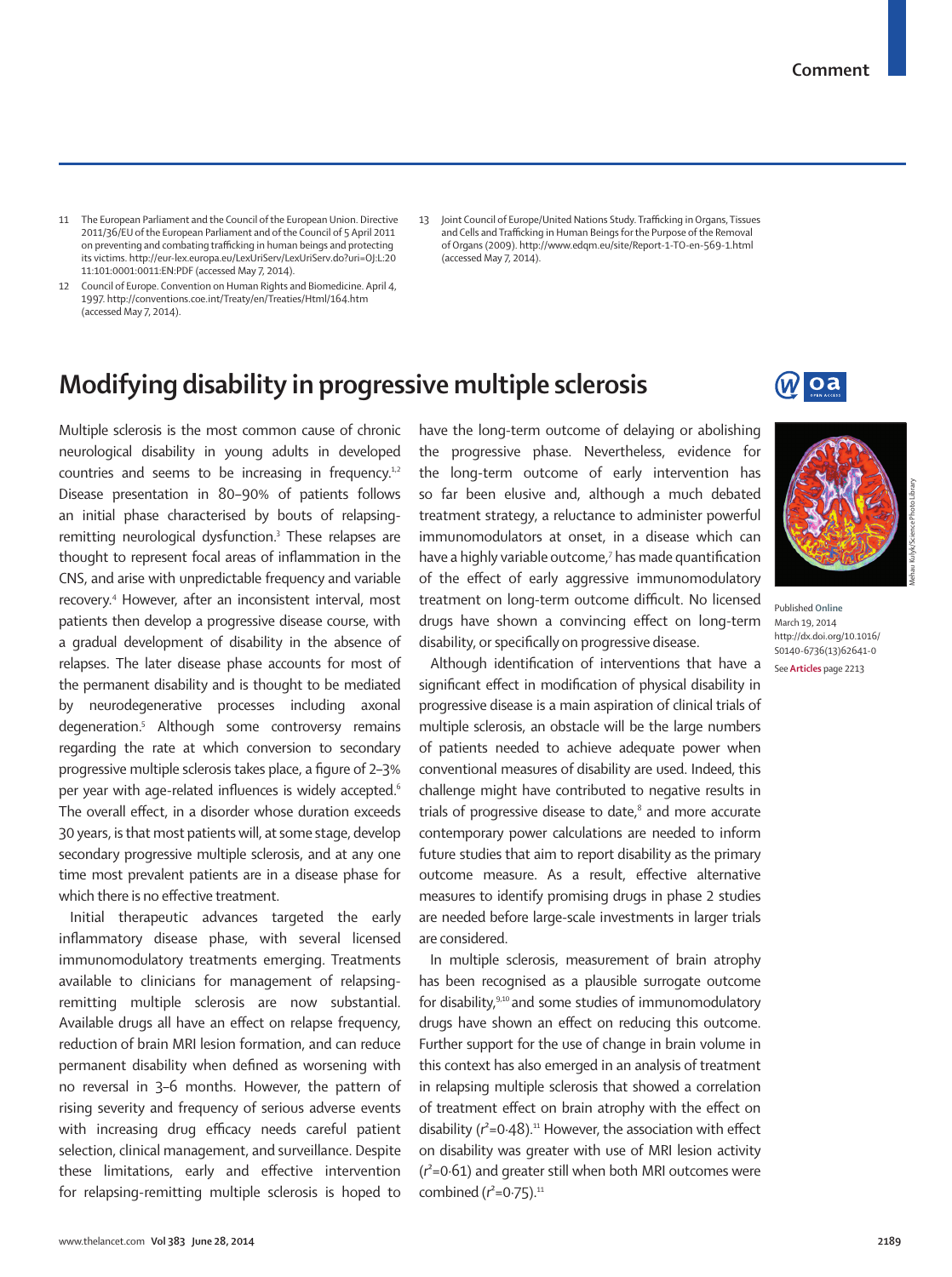11 The European Parliament and the Council of the European Union. Directive 2011/36/EU of the European Parliament and of the Council of 5 April 2011 on preventing and combating trafficking in human beings and protecting its victims. http://eur-lex.europa.eu/LexUriServ/LexUriServ.do?uri=OJ:L:2011:101:0001:0011:EN:PDF (accessed May 7, 2014).

12 Council of Europe. Convention on Human Rights and Biomedicine. April 4, 1997. http://conventions.coe.int/Treaty/en/Treaties/Html/164.htm (accessed May 7, 2014).

13 Joint Council of Europe/United Nations Study. Trafficking in Organs, Tissues and Cells and Trafficking in Human Beings for the Purpose of the Removal of Organs (2009). http://www.edqm.eu/site/Report-1-TO-en-569-1.html (accessed May 7, 2014).

# Modifying disability in progressive multiple sclerosis

Multiple sclerosis is the most common cause of chronic neurological disability in young adults in developed countries and seems to be increasing in frequency.[1,2] Disease presentation in 80–90% of patients follows an initial phase characterised by bouts of relapsing-remitting neurological dysfunction.[3] These relapses are thought to represent focal areas of inflammation in the CNS, and arise with unpredictable frequency and variable recovery.[4] However, after an inconsistent interval, most patients then develop a progressive disease course, with a gradual development of disability in the absence of relapses. The later disease phase accounts for most of the permanent disability and is thought to be mediated by neurodegenerative processes including axonal degeneration.[5] Although some controversy remains regarding the rate at which conversion to secondary progressive multiple sclerosis takes place, a figure of 2–3% per year with age-related influences is widely accepted.[6] The overall effect, in a disorder whose duration exceeds 30 years, is that most patients will, at some stage, develop secondary progressive multiple sclerosis, and at any one time most prevalent patients are in a disease phase for which there is no effective treatment.

Initial therapeutic advances targeted the early inflammatory disease phase, with several licensed immunomodulatory treatments emerging. Treatments available to clinicians for management of relapsing-remitting multiple sclerosis are now substantial. Available drugs all have an effect on relapse frequency, reduction of brain MRI lesion formation, and can reduce permanent disability when defined as worsening with no reversal in 3–6 months. However, the pattern of rising severity and frequency of serious adverse events with increasing drug efficacy needs careful patient selection, clinical management, and surveillance. Despite these limitations, early and effective intervention for relapsing-remitting multiple sclerosis is hoped to have the long-term outcome of delaying or abolishing the progressive phase. Nevertheless, evidence for the long-term outcome of early intervention has so far been elusive and, although a much debated treatment strategy, a reluctance to administer powerful immunomodulators at onset, in a disease which can have a highly variable outcome,[7] has made quantification of the effect of early aggressive immunomodulatory treatment on long-term outcome difficult. No licensed drugs have shown a convincing effect on long-term disability, or specifically on progressive disease.

Although identification of interventions that have a significant effect in modification of physical disability in progressive disease is a main aspiration of clinical trials of multiple sclerosis, an obstacle will be the large numbers of patients needed to achieve adequate power when conventional measures of disability are used. Indeed, this challenge might have contributed to negative results in trials of progressive disease to date,[8] and more accurate contemporary power calculations are needed to inform future studies that aim to report disability as the primary outcome measure. As a result, effective alternative measures to identify promising drugs in phase 2 studies are needed before large-scale investments in larger trials are considered.

In multiple sclerosis, measurement of brain atrophy has been recognised as a plausible surrogate outcome for disability,[9,10] and some studies of immunomodulatory drugs have shown an effect on reducing this outcome. Further support for the use of change in brain volume in this context has also emerged in an analysis of treatment in relapsing multiple sclerosis that showed a correlation of treatment effect on brain atrophy with the effect on disability ($r^2$=0·48).[11] However, the association with effect on disability was greater with use of MRI lesion activity ($r^2$=0·61) and greater still when both MRI outcomes were combined ($r^2$=0·75).[11]

Mehau Kulyk/Science Photo Library

Published Online March 19, 2014 http://dx.doi.org/10.1016/S0140-6736(13)62641-0

See Articles page 2213